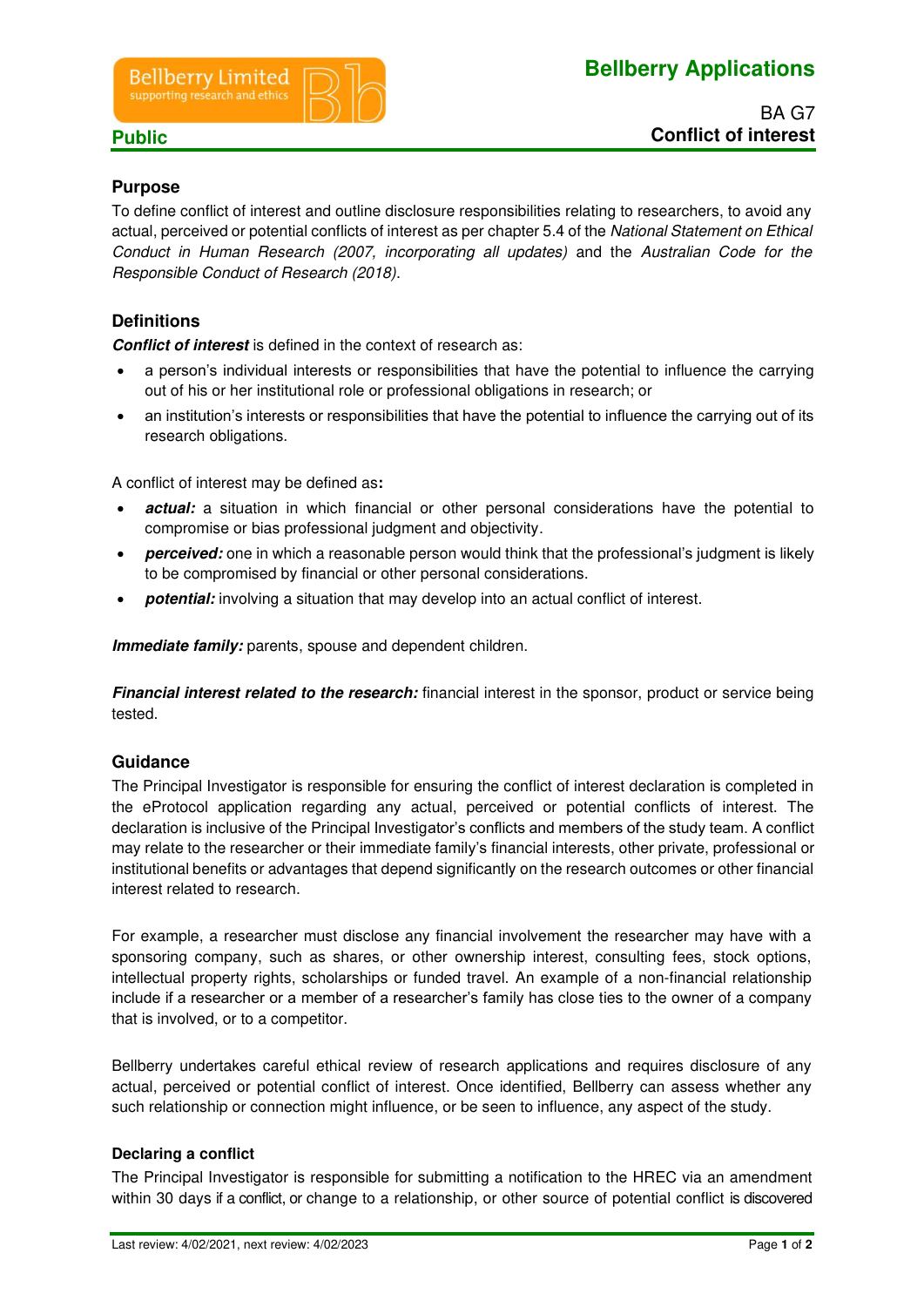Bellberry Limited
supporting research and ethics

**Bellberry Applications**

BA G7
**Conflict of interest**

**Public**

## Purpose

To define conflict of interest and outline disclosure responsibilities relating to researchers, to avoid any actual, perceived or potential conflicts of interest as per chapter 5.4 of the *National Statement on Ethical Conduct in Human Research (2007, incorporating all updates)* and the *Australian Code for the Responsible Conduct of Research (2018).*

## Definitions

***Conflict of interest*** is defined in the context of research as:

- a person's individual interests or responsibilities that have the potential to influence the carrying out of his or her institutional role or professional obligations in research; or
- an institution's interests or responsibilities that have the potential to influence the carrying out of its research obligations.

A conflict of interest may be defined as**:**

- ***actual:*** a situation in which financial or other personal considerations have the potential to compromise or bias professional judgment and objectivity.
- ***perceived:*** one in which a reasonable person would think that the professional's judgment is likely to be compromised by financial or other personal considerations.
- ***potential:*** involving a situation that may develop into an actual conflict of interest.

***Immediate family:*** parents, spouse and dependent children.

***Financial interest related to the research:*** financial interest in the sponsor, product or service being tested.

## Guidance

The Principal Investigator is responsible for ensuring the conflict of interest declaration is completed in the eProtocol application regarding any actual, perceived or potential conflicts of interest. The declaration is inclusive of the Principal Investigator's conflicts and members of the study team. A conflict may relate to the researcher or their immediate family's financial interests, other private, professional or institutional benefits or advantages that depend significantly on the research outcomes or other financial interest related to research.

For example, a researcher must disclose any financial involvement the researcher may have with a sponsoring company, such as shares, or other ownership interest, consulting fees, stock options, intellectual property rights, scholarships or funded travel. An example of a non-financial relationship include if a researcher or a member of a researcher's family has close ties to the owner of a company that is involved, or to a competitor.

Bellberry undertakes careful ethical review of research applications and requires disclosure of any actual, perceived or potential conflict of interest. Once identified, Bellberry can assess whether any such relationship or connection might influence, or be seen to influence, any aspect of the study.

### Declaring a conflict

The Principal Investigator is responsible for submitting a notification to the HREC via an amendment within 30 days if a conflict, or change to a relationship, or other source of potential conflict is discovered

Last review: 4/02/2021, next review: 4/02/2023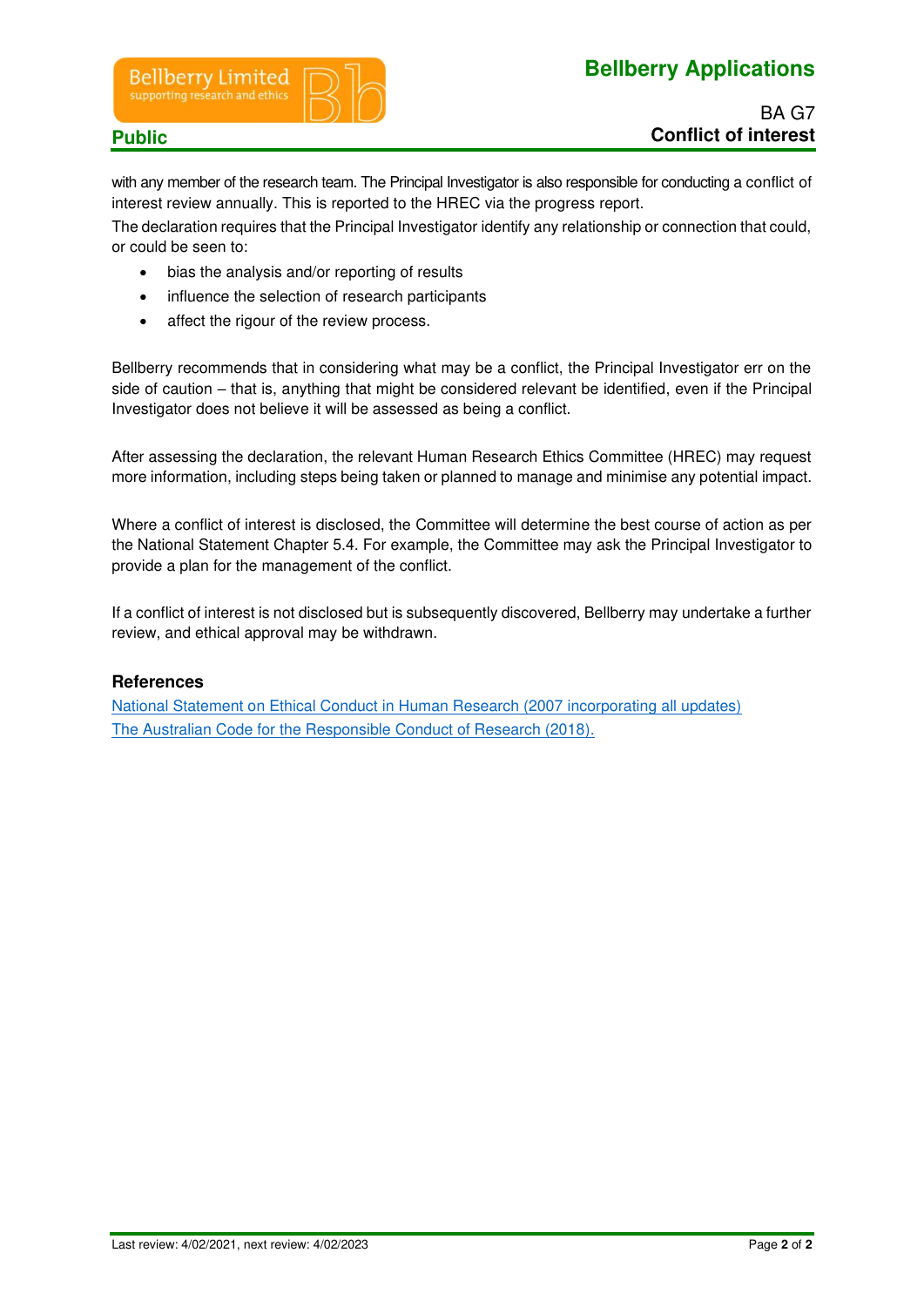with any member of the research team. The Principal Investigator is also responsible for conducting a conflict of interest review annually. This is reported to the HREC via the progress report.

The declaration requires that the Principal Investigator identify any relationship or connection that could, or could be seen to:

- bias the analysis and/or reporting of results
- influence the selection of research participants
- affect the rigour of the review process.

Bellberry recommends that in considering what may be a conflict, the Principal Investigator err on the side of caution – that is, anything that might be considered relevant be identified, even if the Principal Investigator does not believe it will be assessed as being a conflict.

After assessing the declaration, the relevant Human Research Ethics Committee (HREC) may request more information, including steps being taken or planned to manage and minimise any potential impact.

Where a conflict of interest is disclosed, the Committee will determine the best course of action as per the National Statement Chapter 5.4. For example, the Committee may ask the Principal Investigator to provide a plan for the management of the conflict.

If a conflict of interest is not disclosed but is subsequently discovered, Bellberry may undertake a further review, and ethical approval may be withdrawn.

### References

National Statement on Ethical Conduct in Human Research (2007 incorporating all updates)
The Australian Code for the Responsible Conduct of Research (2018).

Last review: 4/02/2021, next review: 4/02/2023